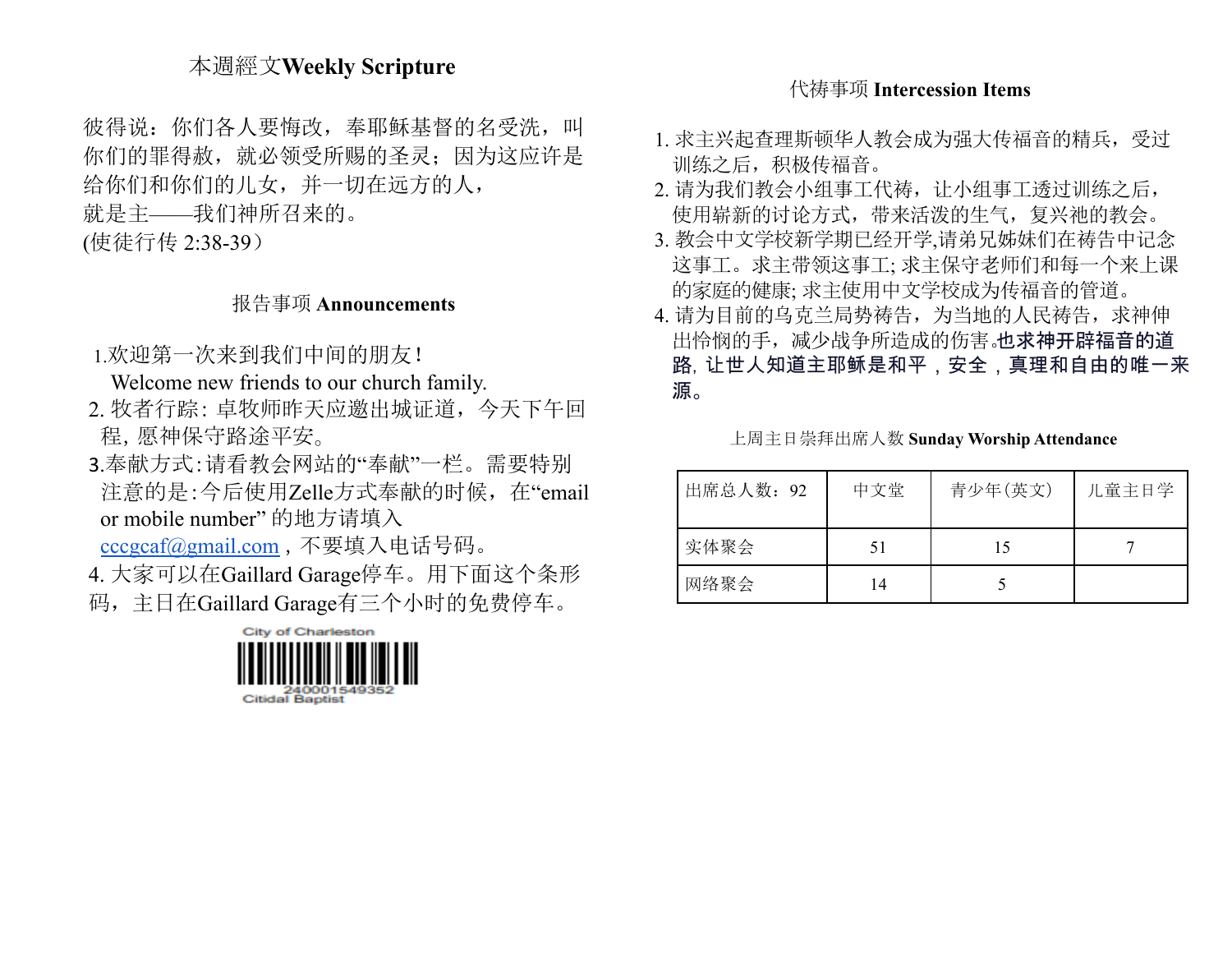## 本週經文Weekly Scripture

彼得说：你们各人要悔改，奉耶稣基督的名受洗，叫你们的罪得赦，就必领受所赐的圣灵；因为这应许是给你们和你们的儿女，并一切在远方的人，
就是主——我们神所召来的。
(使徒行传 2:38-39）

## 报告事项 Announcements

1.欢迎第一次来到我们中间的朋友！
Welcome new friends to our church family.
2. 牧者行踪: 卓牧师昨天应邀出城证道，今天下午回程, 愿神保守路途平安。
3.奉献方式:请看教会网站的“奉献”一栏。需要特别注意的是:今后使用Zelle方式奉献的时候，在“email or mobile number” 的地方请填入 cccgcaf@gmail.com，不要填入电话号码。
4. 大家可以在Gaillard Garage停车。用下面这个条形码，主日在Gaillard Garage有三个小时的免费停车。

City of Charleston
240001549352
Citidal Baptist

## 代祷事项 Intercession Items

1. 求主兴起查理斯顿华人教会成为强大传福音的精兵，受过训练之后，积极传福音。
2. 请为我们教会小组事工代祷，让小组事工透过训练之后，使用崭新的讨论方式，带来活泼的生气，复兴祂的教会。
3. 教会中文学校新学期已经开学,请弟兄姊妹们在祷告中记念这事工。求主带领这事工; 求主保守老师们和每一个来上课的家庭的健康; 求主使用中文学校成为传福音的管道。
4. 请为目前的乌克兰局势祷告，为当地的人民祷告，求神伸出怜悯的手，减少战争所造成的伤害。**也求神开辟福音的道路，让世人知道主耶稣是和平，安全，真理和自由的唯一来源。**

上周主日崇拜出席人数 **Sunday Worship Attendance**

| 出席总人数：92 | 中文堂 | 青少年(英文) | 儿童主日学 |
|---|---|---|---|
| 实体聚会 | 51 | 15 | 7 |
| 网络聚会 | 14 | 5 | |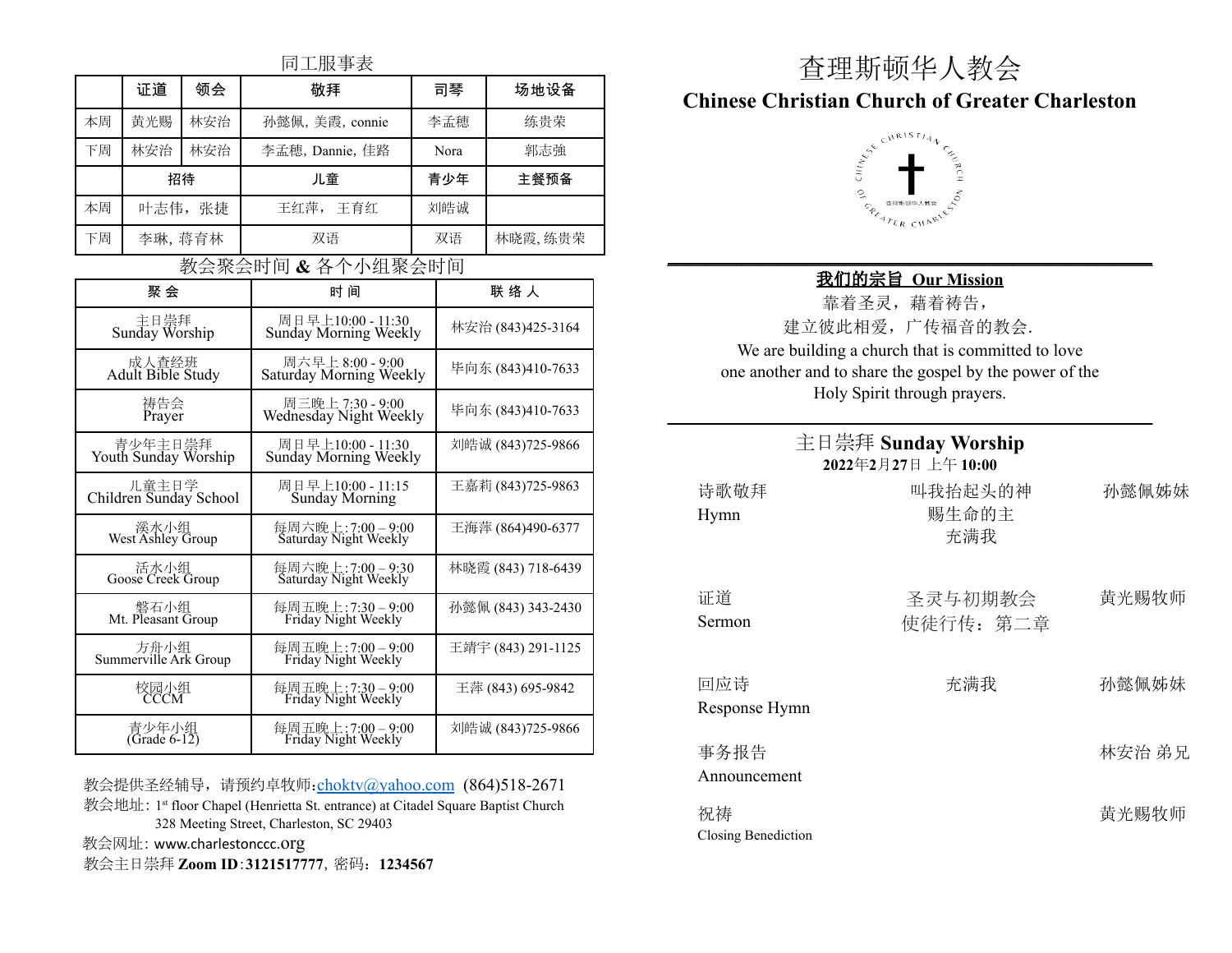## 同工服事表

| | 证道 | 领会 | 敬拜 | 司琴 | 场地设备 |
|---|---|---|---|---|---|
| 本周 | 黄光赐 | 林安治 | 孙懿佩, 美霞, connie | 李孟穗 | 练贵荣 |
| 下周 | 林安治 | 林安治 | 李孟穗, Dannie, 佳路 | Nora | 郭志強 |
| | 招待 | | 儿童 | 青少年 | 主餐预备 |
| 本周 | 叶志伟，张捷 | | 王红萍， 王育红 | 刘皓诚 | |
| 下周 | 李琳, 蒋育林 | | 双语 | 双语 | 林晓霞, 练贵荣 |

## 教会聚会时间 & 各个小组聚会时间

| 聚 会 | 时 间 | 联 络 人 |
|---|---|---|
| 主日崇拜 Sunday Worship | 周日早上10:00 - 11:30 Sunday Morning Weekly | 林安治 (843)425-3164 |
| 成人查经班 Adult Bible Study | 周六早上 8:00 - 9:00 Saturday Morning Weekly | 毕向东 (843)410-7633 |
| 祷告会 Prayer | 周三晚上 7:30 - 9:00 Wednesday Night Weekly | 毕向东 (843)410-7633 |
| 青少年主日崇拜 Youth Sunday Worship | 周日早上10:00 - 11:30 Sunday Morning Weekly | 刘皓诚 (843)725-9866 |
| 儿童主日学 Children Sunday School | 周日早上10:00 - 11:15 Sunday Morning | 王嘉莉 (843)725-9863 |
| 溪水小组 West Ashley Group | 每周六晚上: 7:00 – 9:00 Saturday Night Weekly | 王海萍 (864)490-6377 |
| 活水小组 Goose Creek Group | 每周六晚上: 7:00 – 9:30 Saturday Night Weekly | 林晓霞 (843) 718-6439 |
| 磐石小组 Mt. Pleasant Group | 每周五晚上: 7:30 – 9:00 Friday Night Weekly | 孙懿佩 (843) 343-2430 |
| 方舟小组 Summerville Ark Group | 每周五晚上: 7:00 – 9:00 Friday Night Weekly | 王靖宇 (843) 291-1125 |
| 校园小组 CCCM | 每周五晚上: 7:30 – 9:00 Friday Night Weekly | 王萍 (843) 695-9842 |
| 青少年小组 (Grade 6-12) | 每周五晚上: 7:00 – 9:00 Friday Night Weekly | 刘皓诚 (843)725-9866 |

教会提供圣经辅导，请预约卓牧师: choktv@yahoo.com (864)518-2671

教会地址: 1st floor Chapel (Henrietta St. entrance) at Citadel Square Baptist Church
328 Meeting Street, Charleston, SC 29403

教会网址: www.charlestonccc.org

教会主日崇拜 **Zoom ID**: **3121517777**, 密码: **1234567**

# 查理斯顿华人教会
# Chinese Christian Church of Greater Charleston

## 我们的宗旨 Our Mission

靠着圣灵，藉着祷告，
建立彼此相爱，广传福音的教会.

We are building a church that is committed to love one another and to share the gospel by the power of the Holy Spirit through prayers.

## 主日崇拜 Sunday Worship

**2022**年**2**月**27**日 上午 **10:00**

| | | |
|---|---|---|
| 诗歌敬拜 Hymn | 叫我抬起头的神 赐生命的主 充满我 | 孙懿佩姊妹 |
| 证道 Sermon | 圣灵与初期教会 使徒行传：第二章 | 黄光赐牧师 |
| 回应诗 Response Hymn | 充满我 | 孙懿佩姊妹 |
| 事务报告 Announcement | | 林安治 弟兄 |
| 祝祷 Closing Benediction | | 黄光赐牧师 |